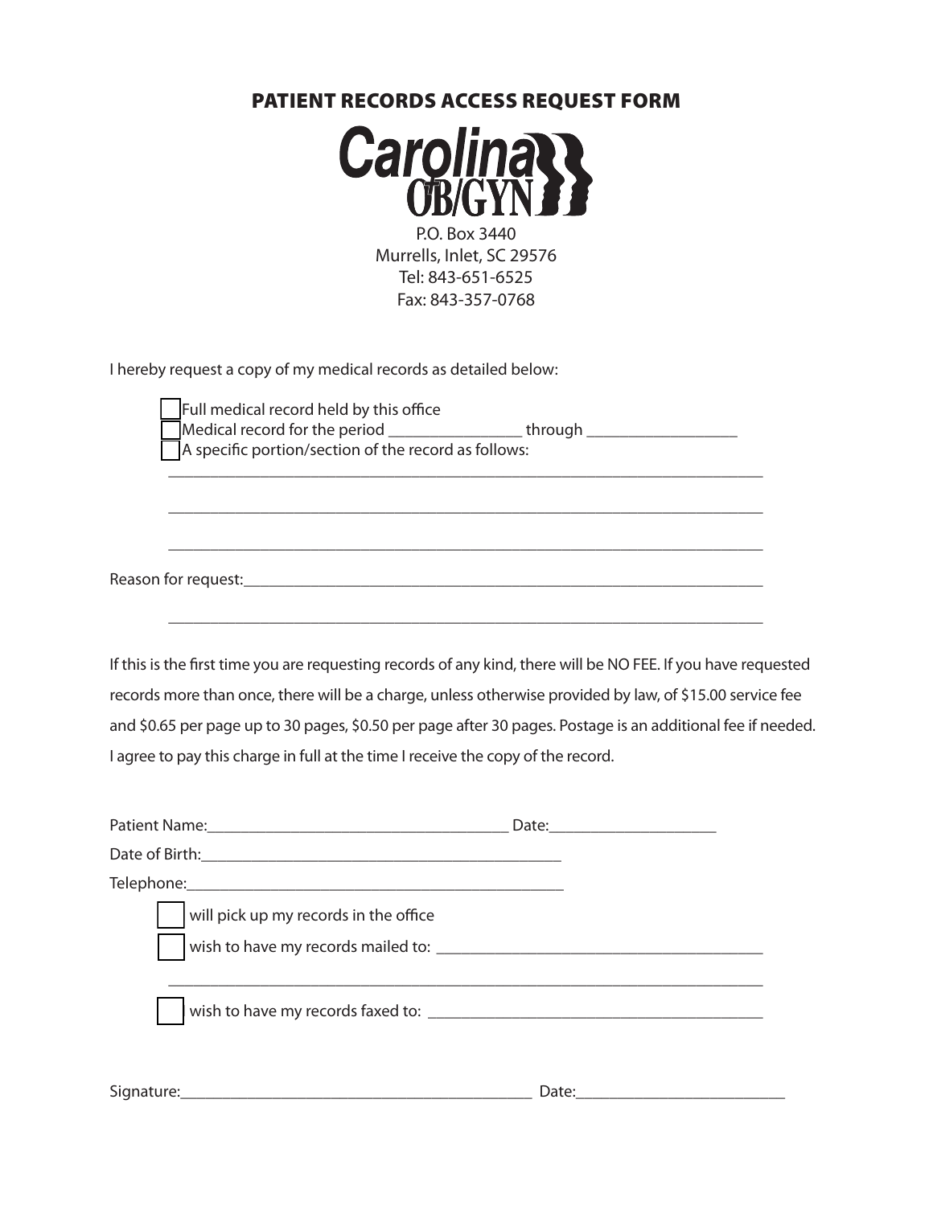# PATIENT RECORDS ACCESS REQUEST FORM

**Carolina OB/GYN**

P.O. Box 3440
Murrells, Inlet, SC 29576
Tel: 843-651-6525
Fax: 843-357-0768

I hereby request a copy of my medical records as detailed below:

- ☐ Full medical record held by this office
- ☐ Medical record for the period ________________ through __________________
- ☐ A specific portion/section of the record as follows:

______________________________________________________________________

______________________________________________________________________

______________________________________________________________________

Reason for request:_______________________________________________________

______________________________________________________________________

If this is the first time you are requesting records of any kind, there will be NO FEE. If you have requested records more than once, there will be a charge, unless otherwise provided by law, of $15.00 service fee and $0.65 per page up to 30 pages, $0.50 per page after 30 pages. Postage is an additional fee if needed. I agree to pay this charge in full at the time I receive the copy of the record.

Patient Name:____________________________________ Date:____________________

Date of Birth:____________________________________________

Telephone:_____________________________________________

- ☐ will pick up my records in the office
- ☐ wish to have my records mailed to: ______________________________________

______________________________________________________________________

- ☐ wish to have my records faxed to: _______________________________________

Signature:__________________________________________ Date:_________________________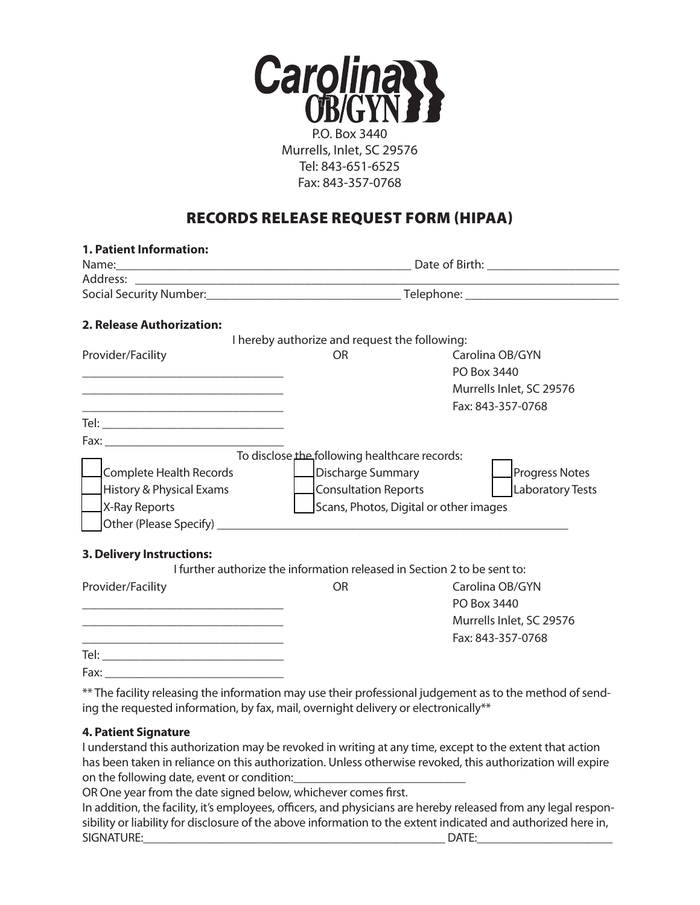# Carolina OB/GYN

P.O. Box 3440
Murrells, Inlet, SC 29576
Tel: 843-651-6525
Fax: 843-357-0768

## RECORDS RELEASE REQUEST FORM (HIPAA)

**1. Patient Information:**

Name:_______________________________________________ Date of Birth: ____________________

Address: ______________________________________________________________________________

Social Security Number:_____________________________ Telephone: ______________________

**2. Release Authorization:**

I hereby authorize and request the following:

Provider/Facility                OR                Carolina OB/GYN
______________________________                PO Box 3440
______________________________                Murrells Inlet, SC 29576
______________________________                Fax: 843-357-0768
Tel: __________________________
Fax: __________________________

To disclose the following healthcare records:

| | | |
|---|---|---|
| ☐ Complete Health Records | ☐ Discharge Summary | ☐ Progress Notes |
| ☐ History & Physical Exams | ☐ Consultation Reports | ☐ Laboratory Tests |
| ☐ X-Ray Reports | ☐ Scans, Photos, Digital or other images | |

☐ Other (Please Specify) ________________________________________________________

**3. Delivery Instructions:**

I further authorize the information released in Section 2 to be sent to:

Provider/Facility                OR                Carolina OB/GYN
______________________________                PO Box 3440
______________________________                Murrells Inlet, SC 29576
______________________________                Fax: 843-357-0768
Tel: __________________________
Fax: __________________________

** The facility releasing the information may use their professional judgement as to the method of sending the requested information, by fax, mail, overnight delivery or electronically**

**4. Patient Signature**

I understand this authorization may be revoked in writing at any time, except to the extent that action has been taken in reliance on this authorization. Unless otherwise revoked, this authorization will expire on the following date, event or condition:___________________________

OR One year from the date signed below, whichever comes first.

In addition, the facility, it's employees, officers, and physicians are hereby released from any legal responsibility or liability for disclosure of the above information to the extent indicated and authorized here in,

SIGNATURE:_____________________________________________ DATE:____________________